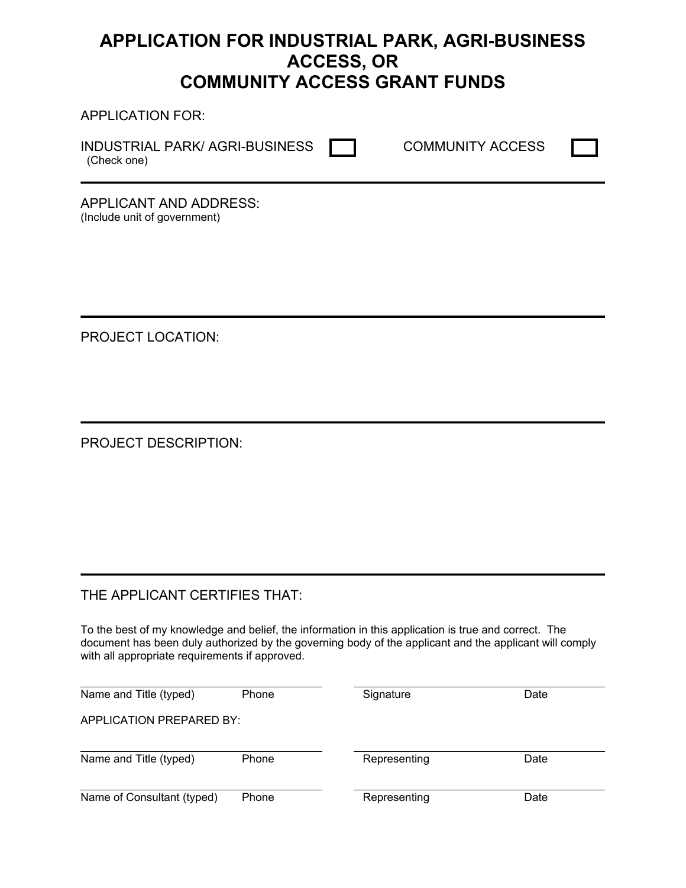# APPLICATION FOR INDUSTRIAL PARK, AGRI-BUSINESS ACCESS, OR COMMUNITY ACCESS GRANT FUNDS

APPLICATION FOR:

INDUSTRIAL PARK/ AGRI-BUSINESS ☐ COMMUNITY ACCESS ☐
(Check one)

---

APPLICANT AND ADDRESS:
(Include unit of government)

---

PROJECT LOCATION:

---

PROJECT DESCRIPTION:

---

THE APPLICANT CERTIFIES THAT:

To the best of my knowledge and belief, the information in this application is true and correct. The document has been duly authorized by the governing body of the applicant and the applicant will comply with all appropriate requirements if approved.

| Name and Title (typed) | Phone | Signature | Date |
|---|---|---|---|

APPLICATION PREPARED BY:

| Name and Title (typed) | Phone | Representing | Date |
|---|---|---|---|

| Name of Consultant (typed) | Phone | Representing | Date |
|---|---|---|---|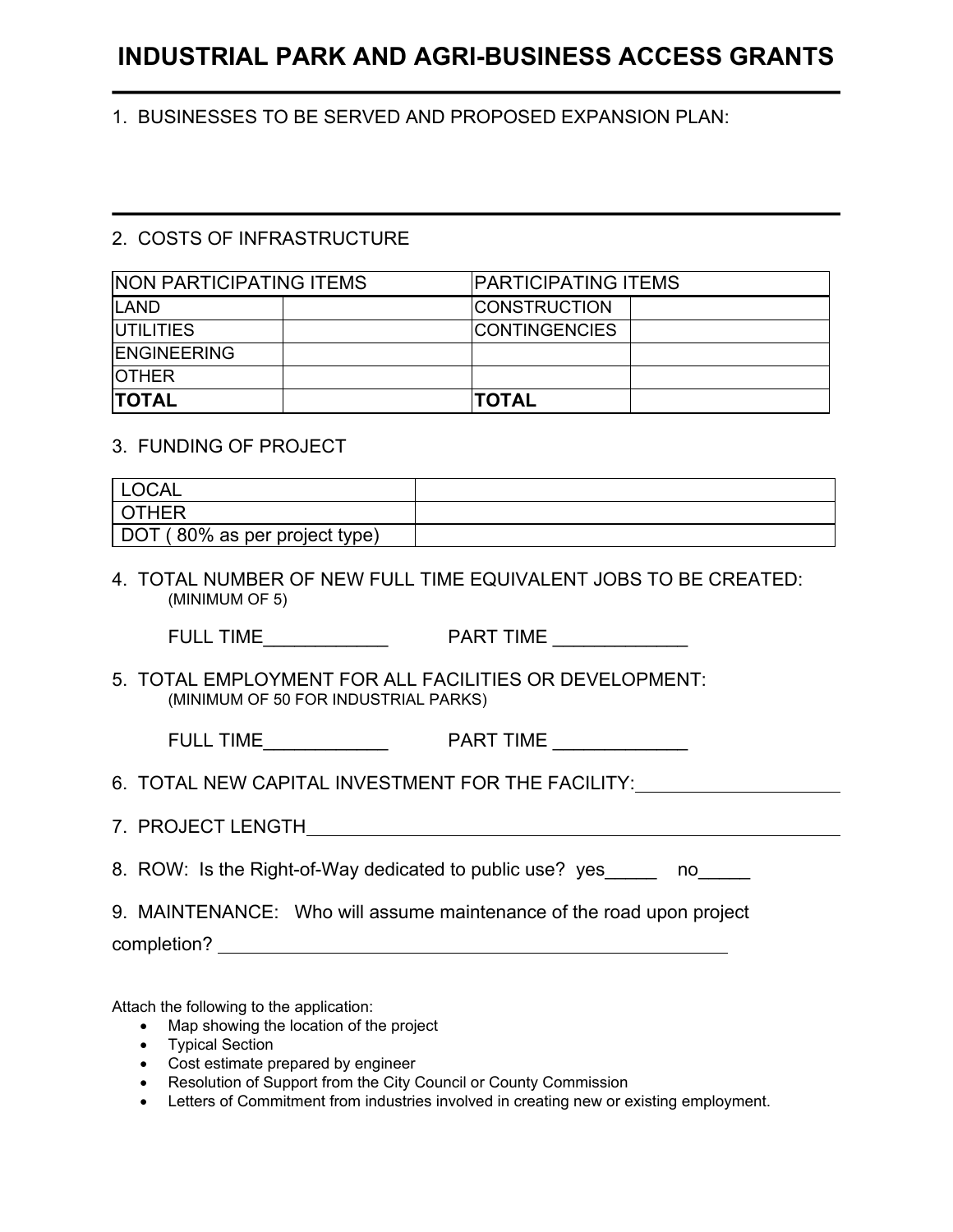# INDUSTRIAL PARK AND AGRI-BUSINESS ACCESS GRANTS

1. BUSINESSES TO BE SERVED AND PROPOSED EXPANSION PLAN:

---

2. COSTS OF INFRASTRUCTURE

| NON PARTICIPATING ITEMS | | PARTICIPATING ITEMS | |
|---|---|---|---|
| LAND | | CONSTRUCTION | |
| UTILITIES | | CONTINGENCIES | |
| ENGINEERING | | | |
| OTHER | | | |
| **TOTAL** | | **TOTAL** | |

3. FUNDING OF PROJECT

| LOCAL | |
|---|---|
| OTHER | |
| DOT ( 80% as per project type) | |

4. TOTAL NUMBER OF NEW FULL TIME EQUIVALENT JOBS TO BE CREATED:
   (MINIMUM OF 5)

   FULL TIME____________ PART TIME _____________

5. TOTAL EMPLOYMENT FOR ALL FACILITIES OR DEVELOPMENT:
   (MINIMUM OF 50 FOR INDUSTRIAL PARKS)

   FULL TIME____________ PART TIME _____________

6. TOTAL NEW CAPITAL INVESTMENT FOR THE FACILITY:____________________

7. PROJECT LENGTH____________________________________________________

8. ROW: Is the Right-of-Way dedicated to public use? yes_____ no_____

9. MAINTENANCE: Who will assume maintenance of the road upon project completion? ____________________________________________________

Attach the following to the application:

- Map showing the location of the project
- Typical Section
- Cost estimate prepared by engineer
- Resolution of Support from the City Council or County Commission
- Letters of Commitment from industries involved in creating new or existing employment.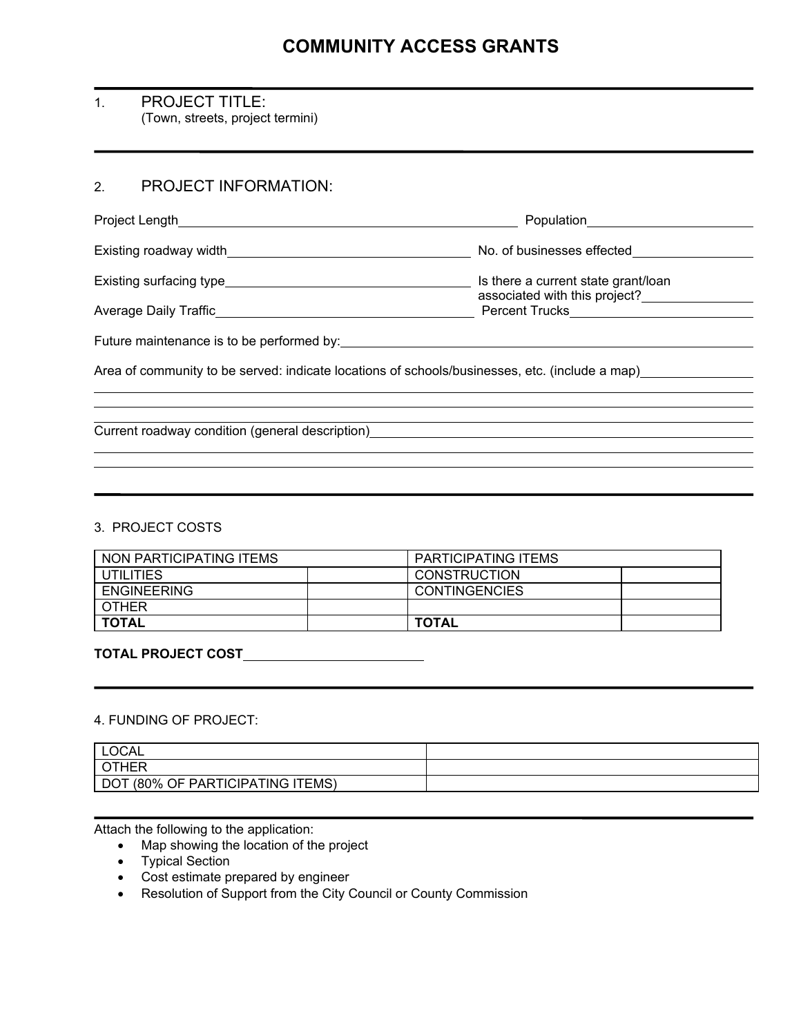# COMMUNITY ACCESS GRANTS

1. PROJECT TITLE:
(Town, streets, project termini)

2. PROJECT INFORMATION:

Project Length\_\_\_\_\_\_\_\_\_\_ Population\_\_\_\_\_\_\_\_\_\_

Existing roadway width\_\_\_\_\_\_\_\_\_\_ No. of businesses effected\_\_\_\_\_\_\_\_\_\_

Existing surfacing type\_\_\_\_\_\_\_\_\_\_ Is there a current state grant/loan associated with this project?\_\_\_\_\_\_\_\_\_\_

Average Daily Traffic\_\_\_\_\_\_\_\_\_\_ Percent Trucks\_\_\_\_\_\_\_\_\_\_

Future maintenance is to be performed by:\_\_\_\_\_\_\_\_\_\_

Area of community to be served: indicate locations of schools/businesses, etc. (include a map)\_\_\_\_\_\_\_\_\_\_

Current roadway condition (general description)\_\_\_\_\_\_\_\_\_\_

3. PROJECT COSTS

| NON PARTICIPATING ITEMS | | PARTICIPATING ITEMS | |
|---|---|---|---|
| UTILITIES | | CONSTRUCTION | |
| ENGINEERING | | CONTINGENCIES | |
| OTHER | | | |
| **TOTAL** | | **TOTAL** | |

**TOTAL PROJECT COST**\_\_\_\_\_\_\_\_\_\_

4. FUNDING OF PROJECT:

| | |
|---|---|
| LOCAL | |
| OTHER | |
| DOT (80% OF PARTICIPATING ITEMS) | |

Attach the following to the application:

- Map showing the location of the project
- Typical Section
- Cost estimate prepared by engineer
- Resolution of Support from the City Council or County Commission